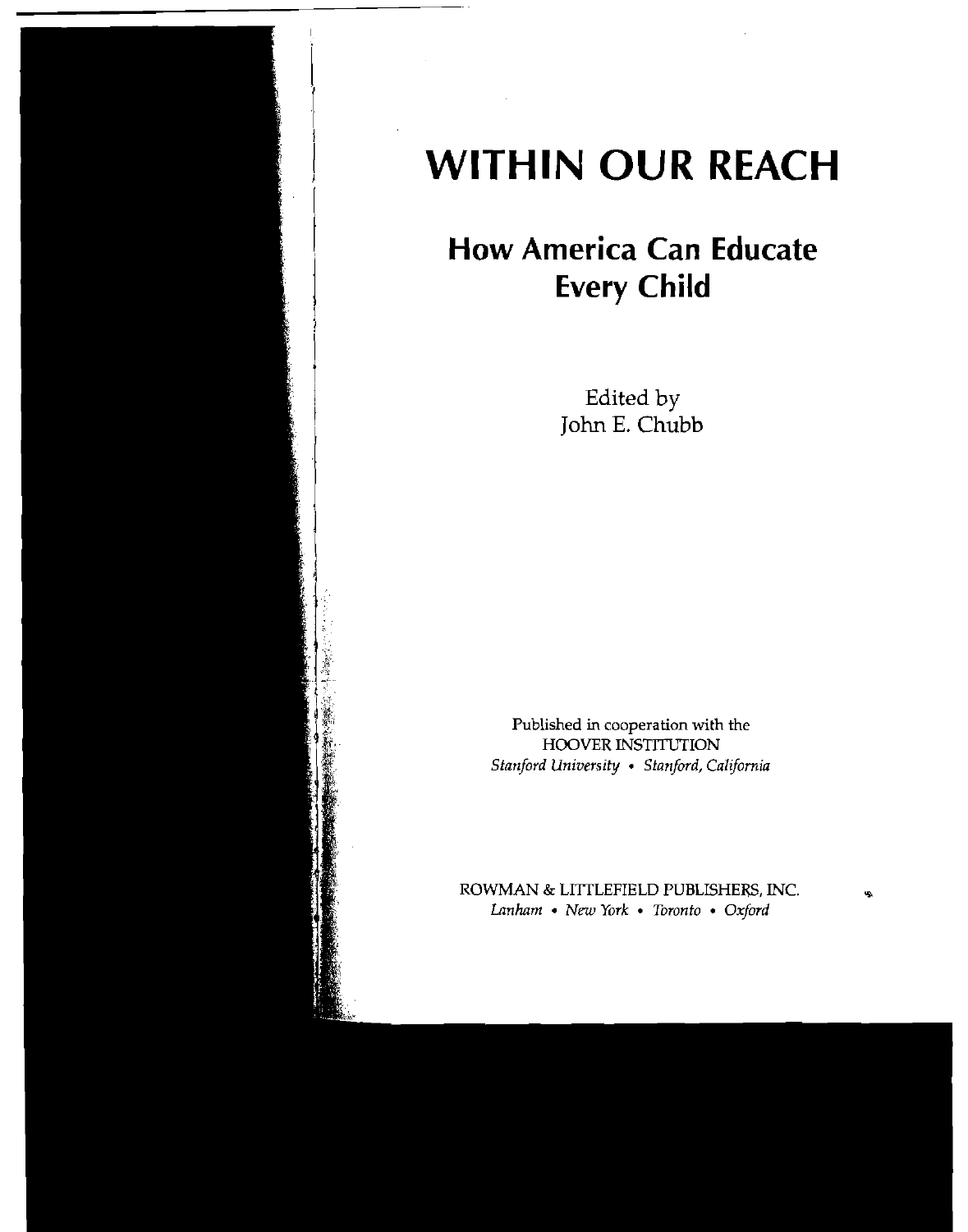# WITHIN OUR REACH

## How America Can Educate Every Child

Edited by
John E. Chubb

Published in cooperation with the
HOOVER INSTITUTION
*Stanford University • Stanford, California*

ROWMAN & LITTLEFIELD PUBLISHERS, INC.
*Lanham • New York • Toronto • Oxford*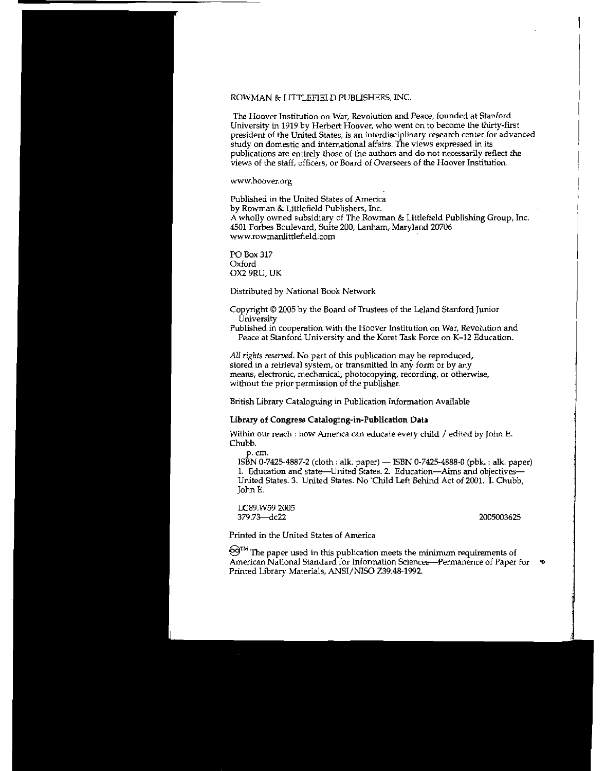ROWMAN & LITTLEFIELD PUBLISHERS, INC.

The Hoover Institution on War, Revolution and Peace, founded at Stanford University in 1919 by Herbert Hoover, who went on to become the thirty-first president of the United States, is an interdisciplinary research center for advanced study on domestic and international affairs. The views expressed in its publications are entirely those of the authors and do not necessarily reflect the views of the staff, officers, or Board of Overseers of the Hoover Institution.

www.hoover.org

Published in the United States of America
by Rowman & Littlefield Publishers, Inc.
A wholly owned subsidiary of The Rowman & Littlefield Publishing Group, Inc.
4501 Forbes Boulevard, Suite 200, Lanham, Maryland 20706
www.rowmanlittlefield.com

PO Box 317
Oxford
OX2 9RU, UK

Distributed by National Book Network

Copyright © 2005 by the Board of Trustees of the Leland Stanford Junior University
Published in cooperation with the Hoover Institution on War, Revolution and Peace at Stanford University and the Koret Task Force on K–12 Education.

*All rights reserved.* No part of this publication may be reproduced, stored in a retrieval system, or transmitted in any form or by any means, electronic, mechanical, photocopying, recording, or otherwise, without the prior permission of the publisher.

British Library Cataloguing in Publication Information Available

**Library of Congress Cataloging-in-Publication Data**

Within our reach : how America can educate every child / edited by John E. Chubb.
p. cm.
ISBN 0-7425-4887-2 (cloth : alk. paper) — ISBN 0-7425-4888-0 (pbk. : alk. paper)
1. Education and state—United States. 2. Education—Aims and objectives—United States. 3. United States. No Child Left Behind Act of 2001. I. Chubb, John E.

LC89.W59 2005
379.73—dc22 2005003625

Printed in the United States of America

∞™ The paper used in this publication meets the minimum requirements of American National Standard for Information Sciences—Permanence of Paper for Printed Library Materials, ANSI/NISO Z39.48-1992.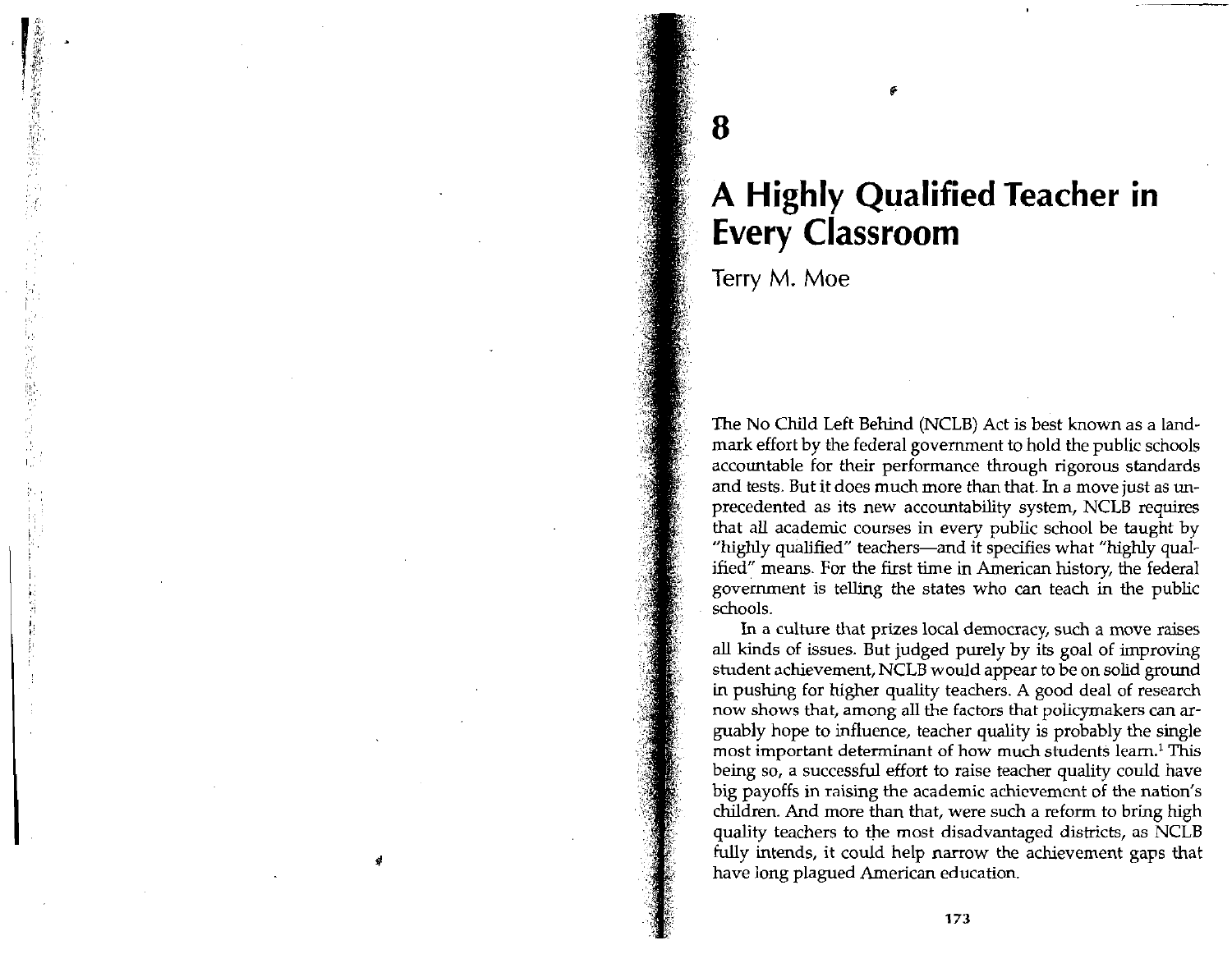# 8

# A Highly Qualified Teacher in Every Classroom

Terry M. Moe

The No Child Left Behind (NCLB) Act is best known as a landmark effort by the federal government to hold the public schools accountable for their performance through rigorous standards and tests. But it does much more than that. In a move just as unprecedented as its new accountability system, NCLB requires that all academic courses in every public school be taught by "highly qualified" teachers—and it specifies what "highly qualified" means. For the first time in American history, the federal government is telling the states who can teach in the public schools.

In a culture that prizes local democracy, such a move raises all kinds of issues. But judged purely by its goal of improving student achievement, NCLB would appear to be on solid ground in pushing for higher quality teachers. A good deal of research now shows that, among all the factors that policymakers can arguably hope to influence, teacher quality is probably the single most important determinant of how much students learn.[1] This being so, a successful effort to raise teacher quality could have big payoffs in raising the academic achievement of the nation's children. And more than that, were such a reform to bring high quality teachers to the most disadvantaged districts, as NCLB fully intends, it could help narrow the achievement gaps that have long plagued American education.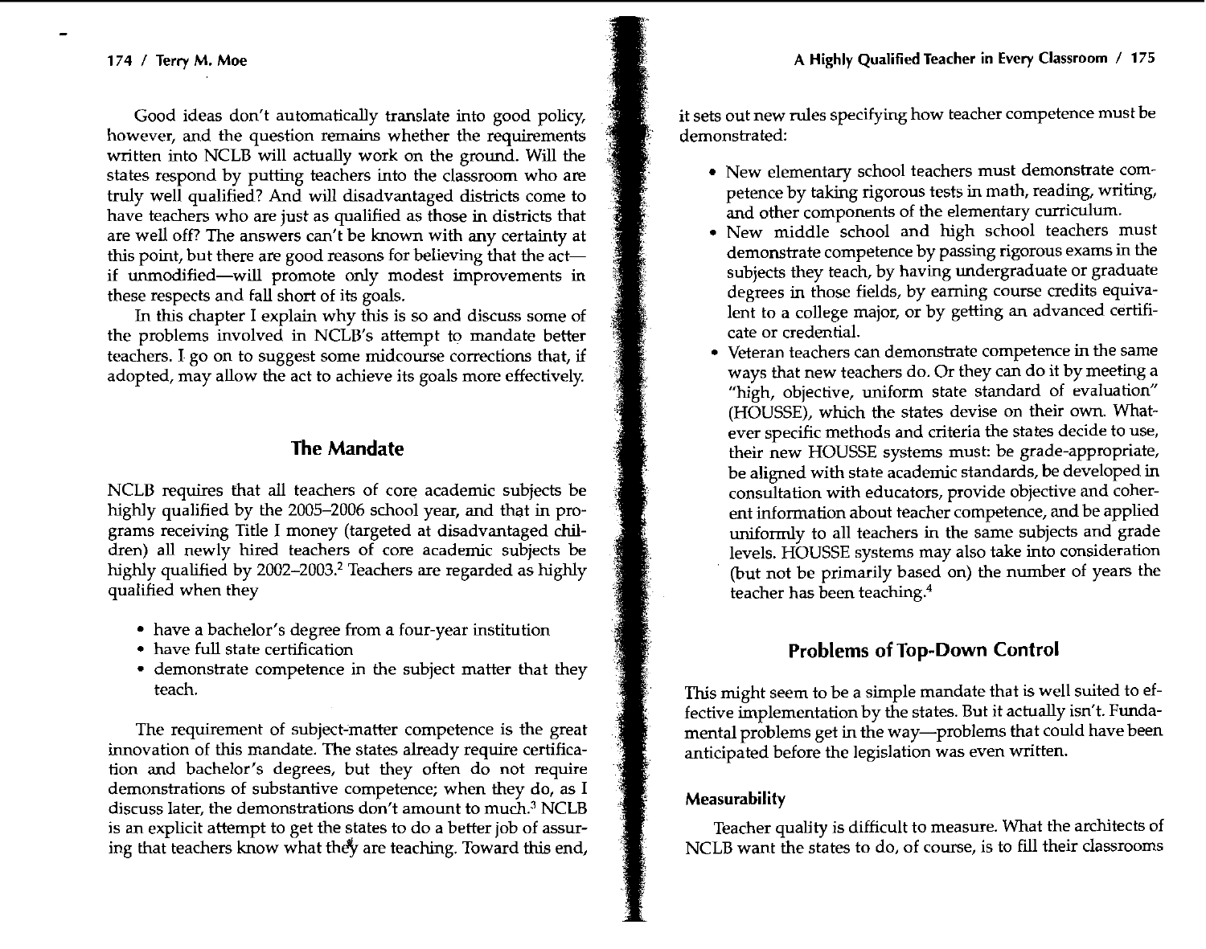Good ideas don't automatically translate into good policy, however, and the question remains whether the requirements written into NCLB will actually work on the ground. Will the states respond by putting teachers into the classroom who are truly well qualified? And will disadvantaged districts come to have teachers who are just as qualified as those in districts that are well off? The answers can't be known with any certainty at this point, but there are good reasons for believing that the act—if unmodified—will promote only modest improvements in these respects and fall short of its goals.

In this chapter I explain why this is so and discuss some of the problems involved in NCLB's attempt to mandate better teachers. I go on to suggest some midcourse corrections that, if adopted, may allow the act to achieve its goals more effectively.

## The Mandate

NCLB requires that all teachers of core academic subjects be highly qualified by the 2005–2006 school year, and that in programs receiving Title I money (targeted at disadvantaged children) all newly hired teachers of core academic subjects be highly qualified by 2002–2003.[2] Teachers are regarded as highly qualified when they

- have a bachelor's degree from a four-year institution
- have full state certification
- demonstrate competence in the subject matter that they teach.

The requirement of subject-matter competence is the great innovation of this mandate. The states already require certification and bachelor's degrees, but they often do not require demonstrations of substantive competence; when they do, as I discuss later, the demonstrations don't amount to much.[3] NCLB is an explicit attempt to get the states to do a better job of assuring that teachers know what they are teaching. Toward this end, it sets out new rules specifying how teacher competence must be demonstrated:

- New elementary school teachers must demonstrate competence by taking rigorous tests in math, reading, writing, and other components of the elementary curriculum.
- New middle school and high school teachers must demonstrate competence by passing rigorous exams in the subjects they teach, by having undergraduate or graduate degrees in those fields, by earning course credits equivalent to a college major, or by getting an advanced certificate or credential.
- Veteran teachers can demonstrate competence in the same ways that new teachers do. Or they can do it by meeting a "high, objective, uniform state standard of evaluation" (HOUSSE), which the states devise on their own. Whatever specific methods and criteria the states decide to use, their new HOUSSE systems must: be grade-appropriate, be aligned with state academic standards, be developed in consultation with educators, provide objective and coherent information about teacher competence, and be applied uniformly to all teachers in the same subjects and grade levels. HOUSSE systems may also take into consideration (but not be primarily based on) the number of years the teacher has been teaching.[4]

## Problems of Top-Down Control

This might seem to be a simple mandate that is well suited to effective implementation by the states. But it actually isn't. Fundamental problems get in the way—problems that could have been anticipated before the legislation was even written.

### Measurability

Teacher quality is difficult to measure. What the architects of NCLB want the states to do, of course, is to fill their classrooms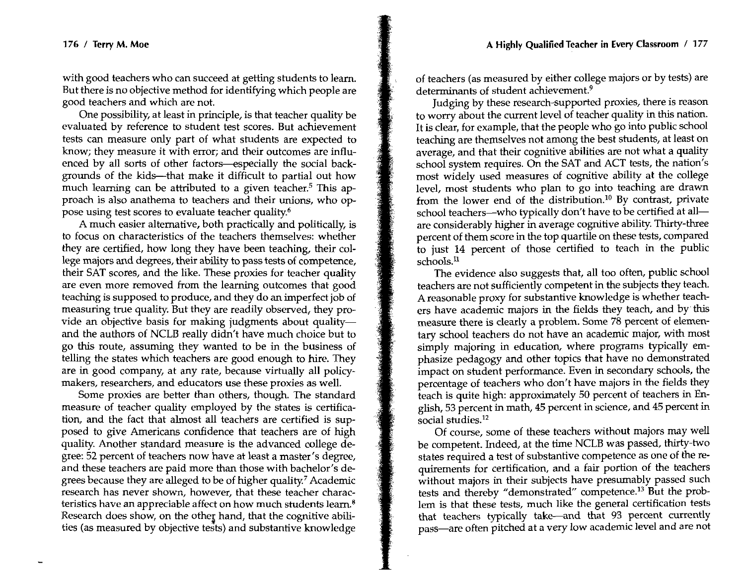with good teachers who can succeed at getting students to learn. But there is no objective method for identifying which people are good teachers and which are not.

One possibility, at least in principle, is that teacher quality be evaluated by reference to student test scores. But achievement tests can measure only part of what students are expected to know; they measure it with error; and their outcomes are influenced by all sorts of other factors—especially the social backgrounds of the kids—that make it difficult to partial out how much learning can be attributed to a given teacher.[5] This approach is also anathema to teachers and their unions, who oppose using test scores to evaluate teacher quality.[6]

A much easier alternative, both practically and politically, is to focus on characteristics of the teachers themselves: whether they are certified, how long they have been teaching, their college majors and degrees, their ability to pass tests of competence, their SAT scores, and the like. These proxies for teacher quality are even more removed from the learning outcomes that good teaching is supposed to produce, and they do an imperfect job of measuring true quality. But they are readily observed, they provide an objective basis for making judgments about quality—and the authors of NCLB really didn't have much choice but to go this route, assuming they wanted to be in the business of telling the states which teachers are good enough to hire. They are in good company, at any rate, because virtually all policymakers, researchers, and educators use these proxies as well.

Some proxies are better than others, though. The standard measure of teacher quality employed by the states is certification, and the fact that almost all teachers are certified is supposed to give Americans confidence that teachers are of high quality. Another standard measure is the advanced college degree: 52 percent of teachers now have at least a master's degree, and these teachers are paid more than those with bachelor's degrees because they are alleged to be of higher quality.[7] Academic research has never shown, however, that these teacher characteristics have an appreciable affect on how much students learn.[8] Research does show, on the other hand, that the cognitive abilities (as measured by objective tests) and substantive knowledge of teachers (as measured by either college majors or by tests) are determinants of student achievement.[9]

Judging by these research-supported proxies, there is reason to worry about the current level of teacher quality in this nation. It is clear, for example, that the people who go into public school teaching are themselves not among the best students, at least on average, and that their cognitive abilities are not what a quality school system requires. On the SAT and ACT tests, the nation's most widely used measures of cognitive ability at the college level, most students who plan to go into teaching are drawn from the lower end of the distribution.[10] By contrast, private school teachers—who typically don't have to be certified at all—are considerably higher in average cognitive ability. Thirty-three percent of them score in the top quartile on these tests, compared to just 14 percent of those certified to teach in the public schools.[11]

The evidence also suggests that, all too often, public school teachers are not sufficiently competent in the subjects they teach. A reasonable proxy for substantive knowledge is whether teachers have academic majors in the fields they teach, and by this measure there is clearly a problem. Some 78 percent of elementary school teachers do not have an academic major, with most simply majoring in education, where programs typically emphasize pedagogy and other topics that have no demonstrated impact on student performance. Even in secondary schools, the percentage of teachers who don't have majors in the fields they teach is quite high: approximately 50 percent of teachers in English, 53 percent in math, 45 percent in science, and 45 percent in social studies.[12]

Of course, some of these teachers without majors may well be competent. Indeed, at the time NCLB was passed, thirty-two states required a test of substantive competence as one of the requirements for certification, and a fair portion of the teachers without majors in their subjects have presumably passed such tests and thereby "demonstrated" competence.[13] But the problem is that these tests, much like the general certification tests that teachers typically take—and that 93 percent currently pass—are often pitched at a very low academic level and are not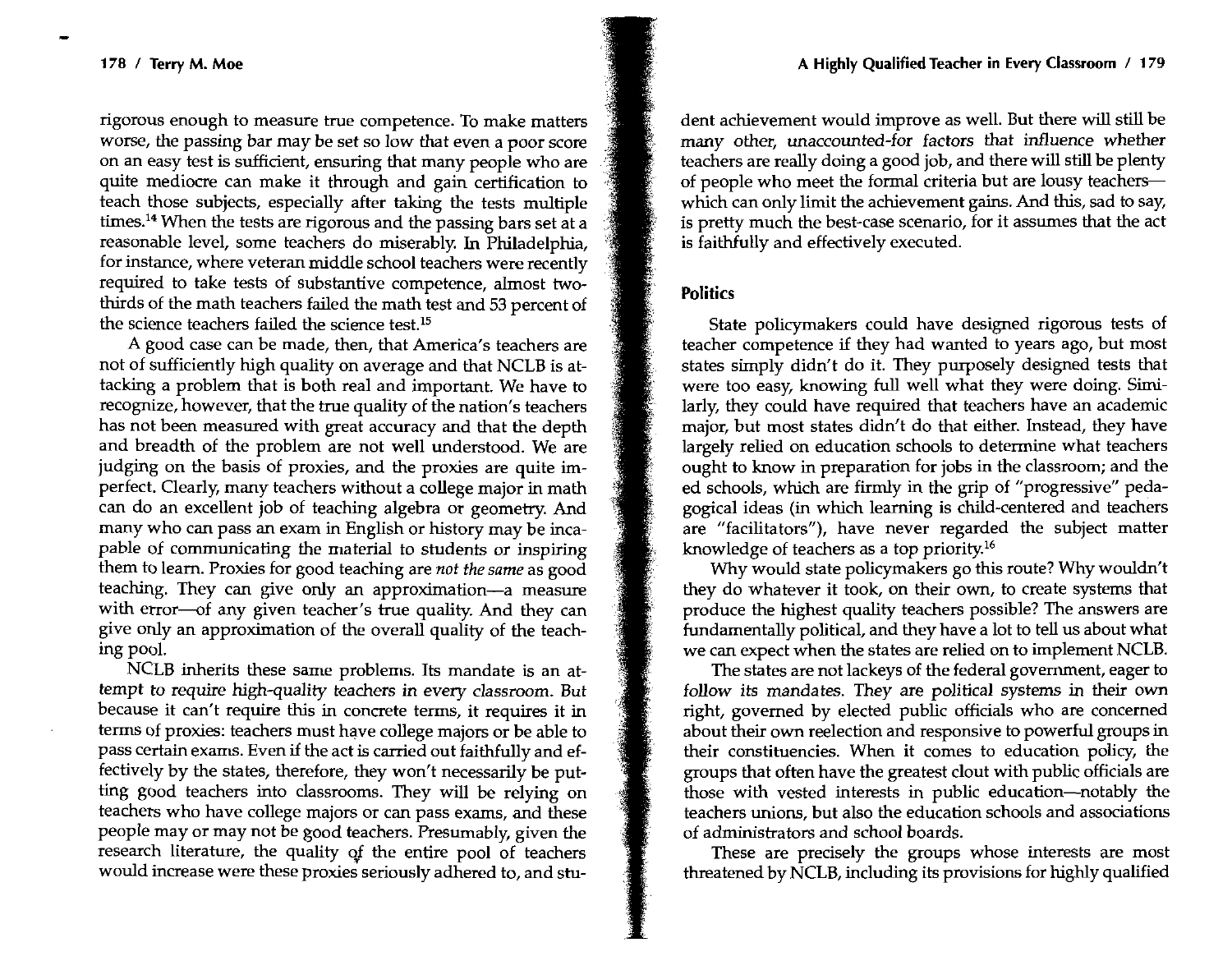rigorous enough to measure true competence. To make matters worse, the passing bar may be set so low that even a poor score on an easy test is sufficient, ensuring that many people who are quite mediocre can make it through and gain certification to teach those subjects, especially after taking the tests multiple times.[14] When the tests are rigorous and the passing bars set at a reasonable level, some teachers do miserably. In Philadelphia, for instance, where veteran middle school teachers were recently required to take tests of substantive competence, almost two-thirds of the math teachers failed the math test and 53 percent of the science teachers failed the science test.[15]

A good case can be made, then, that America's teachers are not of sufficiently high quality on average and that NCLB is attacking a problem that is both real and important. We have to recognize, however, that the true quality of the nation's teachers has not been measured with great accuracy and that the depth and breadth of the problem are not well understood. We are judging on the basis of proxies, and the proxies are quite imperfect. Clearly, many teachers without a college major in math can do an excellent job of teaching algebra or geometry. And many who can pass an exam in English or history may be incapable of communicating the material to students or inspiring them to learn. Proxies for good teaching are *not the same* as good teaching. They can give only an approximation—a measure with error—of any given teacher's true quality. And they can give only an approximation of the overall quality of the teaching pool.

NCLB inherits these same problems. Its mandate is an attempt to require high-quality teachers in every classroom. But because it can't require this in concrete terms, it requires it in terms of proxies: teachers must have college majors or be able to pass certain exams. Even if the act is carried out faithfully and effectively by the states, therefore, they won't necessarily be putting good teachers into classrooms. They will be relying on teachers who have college majors or can pass exams, and these people may or may not be good teachers. Presumably, given the research literature, the quality of the entire pool of teachers would increase were these proxies seriously adhered to, and student achievement would improve as well. But there will still be many other, unaccounted-for factors that influence whether teachers are really doing a good job, and there will still be plenty of people who meet the formal criteria but are lousy teachers—which can only limit the achievement gains. And this, sad to say, is pretty much the best-case scenario, for it assumes that the act is faithfully and effectively executed.

## Politics

State policymakers could have designed rigorous tests of teacher competence if they had wanted to years ago, but most states simply didn't do it. They purposely designed tests that were too easy, knowing full well what they were doing. Similarly, they could have required that teachers have an academic major, but most states didn't do that either. Instead, they have largely relied on education schools to determine what teachers ought to know in preparation for jobs in the classroom; and the ed schools, which are firmly in the grip of "progressive" pedagogical ideas (in which learning is child-centered and teachers are "facilitators"), have never regarded the subject matter knowledge of teachers as a top priority.[16]

Why would state policymakers go this route? Why wouldn't they do whatever it took, on their own, to create systems that produce the highest quality teachers possible? The answers are fundamentally political, and they have a lot to tell us about what we can expect when the states are relied on to implement NCLB.

The states are not lackeys of the federal government, eager to follow its mandates. They are political systems in their own right, governed by elected public officials who are concerned about their own reelection and responsive to powerful groups in their constituencies. When it comes to education policy, the groups that often have the greatest clout with public officials are those with vested interests in public education—notably the teachers unions, but also the education schools and associations of administrators and school boards.

These are precisely the groups whose interests are most threatened by NCLB, including its provisions for highly qualified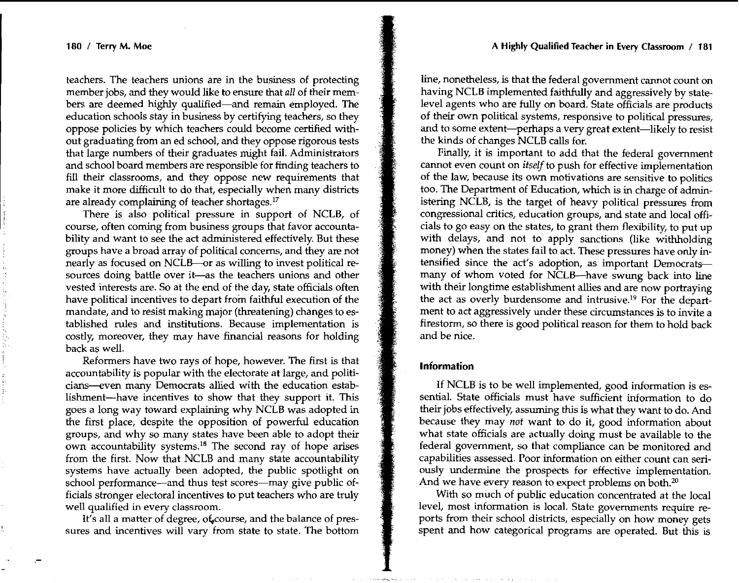teachers. The teachers unions are in the business of protecting member jobs, and they would like to ensure that *all* of their members are deemed highly qualified—and remain employed. The education schools stay in business by certifying teachers, so they oppose policies by which teachers could become certified without graduating from an ed school, and they oppose rigorous tests that large numbers of their graduates might fail. Administrators and school board members are responsible for finding teachers to fill their classrooms, and they oppose new requirements that make it more difficult to do that, especially when many districts are already complaining of teacher shortages.[17]

There is also political pressure in support of NCLB, of course, often coming from business groups that favor accountability and want to see the act administered effectively. But these groups have a broad array of political concerns, and they are not nearly as focused on NCLB—or as willing to invest political resources doing battle over it—as the teachers unions and other vested interests are. So at the end of the day, state officials often have political incentives to depart from faithful execution of the mandate, and to resist making major (threatening) changes to established rules and institutions. Because implementation is costly, moreover, they may have financial reasons for holding back as well.

Reformers have two rays of hope, however. The first is that accountability is popular with the electorate at large, and politicians—even many Democrats allied with the education establishment—have incentives to show that they support it. This goes a long way toward explaining why NCLB was adopted in the first place, despite the opposition of powerful education groups, and why so many states have been able to adopt their own accountability systems.[18] The second ray of hope arises from the first. Now that NCLB and many state accountability systems have actually been adopted, the public spotlight on school performance—and thus test scores—may give public officials stronger electoral incentives to put teachers who are truly well qualified in every classroom.

It's all a matter of degree, of course, and the balance of pressures and incentives will vary from state to state. The bottom line, nonetheless, is that the federal government cannot count on having NCLB implemented faithfully and aggressively by state-level agents who are fully on board. State officials are products of their own political systems, responsive to political pressures, and to some extent—perhaps a very great extent—likely to resist the kinds of changes NCLB calls for.

Finally, it is important to add that the federal government cannot even count on *itself* to push for effective implementation of the law, because its own motivations are sensitive to politics too. The Department of Education, which is in charge of administering NCLB, is the target of heavy political pressures from congressional critics, education groups, and state and local officials to go easy on the states, to grant them flexibility, to put up with delays, and not to apply sanctions (like withholding money) when the states fail to act. These pressures have only intensified since the act's adoption, as important Democrats—many of whom voted for NCLB—have swung back into line with their longtime establishment allies and are now portraying the act as overly burdensome and intrusive.[19] For the department to act aggressively under these circumstances is to invite a firestorm, so there is good political reason for them to hold back and be nice.

### Information

If NCLB is to be well implemented, good information is essential. State officials must have sufficient information to do their jobs effectively, assuming this is what they want to do. And because they may *not* want to do it, good information about what state officials are actually doing must be available to the federal government, so that compliance can be monitored and capabilities assessed. Poor information on either count can seriously undermine the prospects for effective implementation. And we have every reason to expect problems on both.[20]

With so much of public education concentrated at the local level, most information is local. State governments require reports from their school districts, especially on how money gets spent and how categorical programs are operated. But this is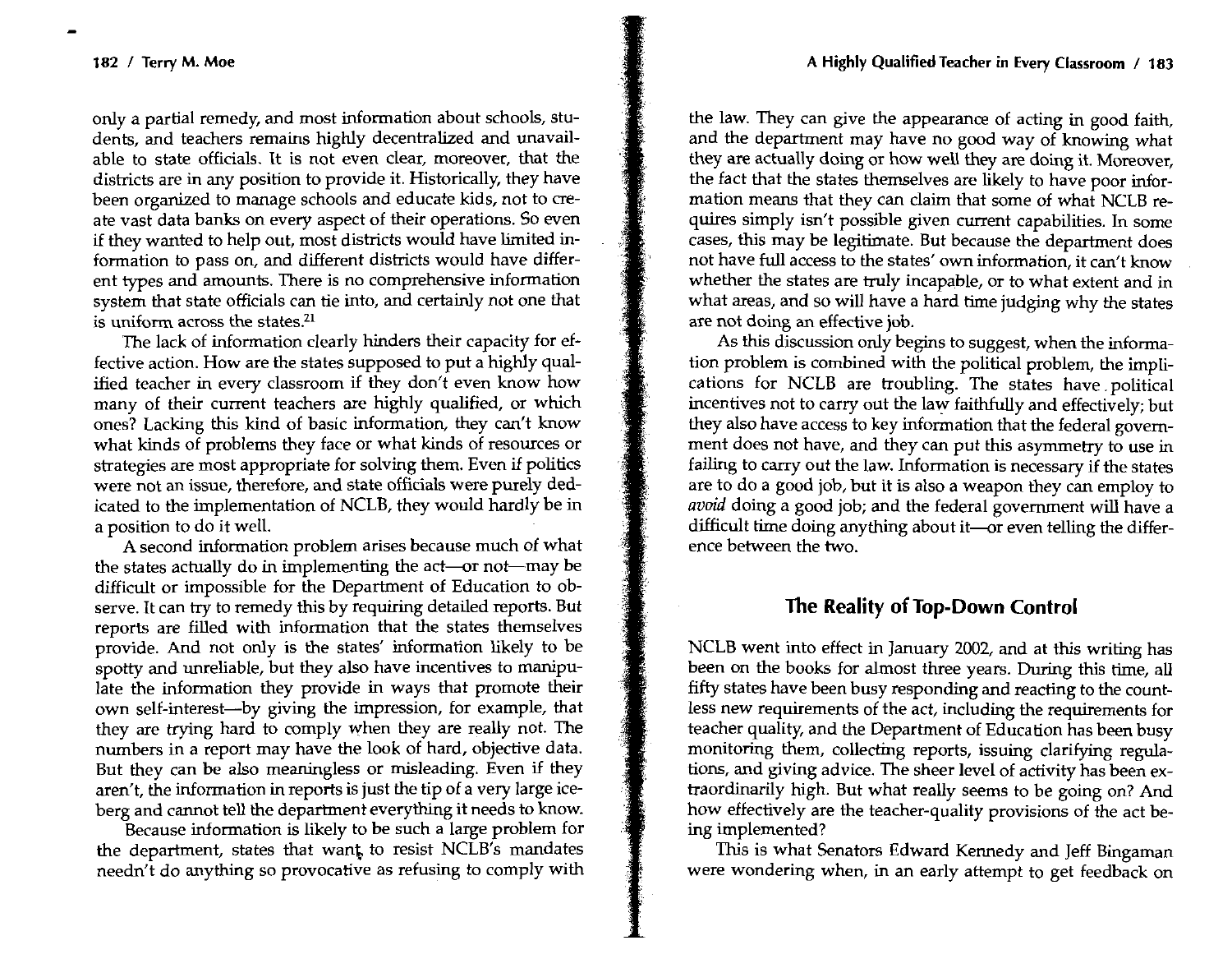only a partial remedy, and most information about schools, students, and teachers remains highly decentralized and unavailable to state officials. It is not even clear, moreover, that the districts are in any position to provide it. Historically, they have been organized to manage schools and educate kids, not to create vast data banks on every aspect of their operations. So even if they wanted to help out, most districts would have limited information to pass on, and different districts would have different types and amounts. There is no comprehensive information system that state officials can tie into, and certainly not one that is uniform across the states.[21]

The lack of information clearly hinders their capacity for effective action. How are the states supposed to put a highly qualified teacher in every classroom if they don't even know how many of their current teachers are highly qualified, or which ones? Lacking this kind of basic information, they can't know what kinds of problems they face or what kinds of resources or strategies are most appropriate for solving them. Even if politics were not an issue, therefore, and state officials were purely dedicated to the implementation of NCLB, they would hardly be in a position to do it well.

A second information problem arises because much of what the states actually do in implementing the act—or not—may be difficult or impossible for the Department of Education to observe. It can try to remedy this by requiring detailed reports. But reports are filled with information that the states themselves provide. And not only is the states' information likely to be spotty and unreliable, but they also have incentives to manipulate the information they provide in ways that promote their own self-interest—by giving the impression, for example, that they are trying hard to comply when they are really not. The numbers in a report may have the look of hard, objective data. But they can be also meaningless or misleading. Even if they aren't, the information in reports is just the tip of a very large iceberg and cannot tell the department everything it needs to know.

Because information is likely to be such a large problem for the department, states that want to resist NCLB's mandates needn't do anything so provocative as refusing to comply with the law. They can give the appearance of acting in good faith, and the department may have no good way of knowing what they are actually doing or how well they are doing it. Moreover, the fact that the states themselves are likely to have poor information means that they can claim that some of what NCLB requires simply isn't possible given current capabilities. In some cases, this may be legitimate. But because the department does not have full access to the states' own information, it can't know whether the states are truly incapable, or to what extent and in what areas, and so will have a hard time judging why the states are not doing an effective job.

As this discussion only begins to suggest, when the information problem is combined with the political problem, the implications for NCLB are troubling. The states have political incentives not to carry out the law faithfully and effectively; but they also have access to key information that the federal government does not have, and they can put this asymmetry to use in failing to carry out the law. Information is necessary if the states are to do a good job, but it is also a weapon they can employ to *avoid* doing a good job; and the federal government will have a difficult time doing anything about it—or even telling the difference between the two.

## The Reality of Top-Down Control

NCLB went into effect in January 2002, and at this writing has been on the books for almost three years. During this time, all fifty states have been busy responding and reacting to the countless new requirements of the act, including the requirements for teacher quality, and the Department of Education has been busy monitoring them, collecting reports, issuing clarifying regulations, and giving advice. The sheer level of activity has been extraordinarily high. But what really seems to be going on? And how effectively are the teacher-quality provisions of the act being implemented?

This is what Senators Edward Kennedy and Jeff Bingaman were wondering when, in an early attempt to get feedback on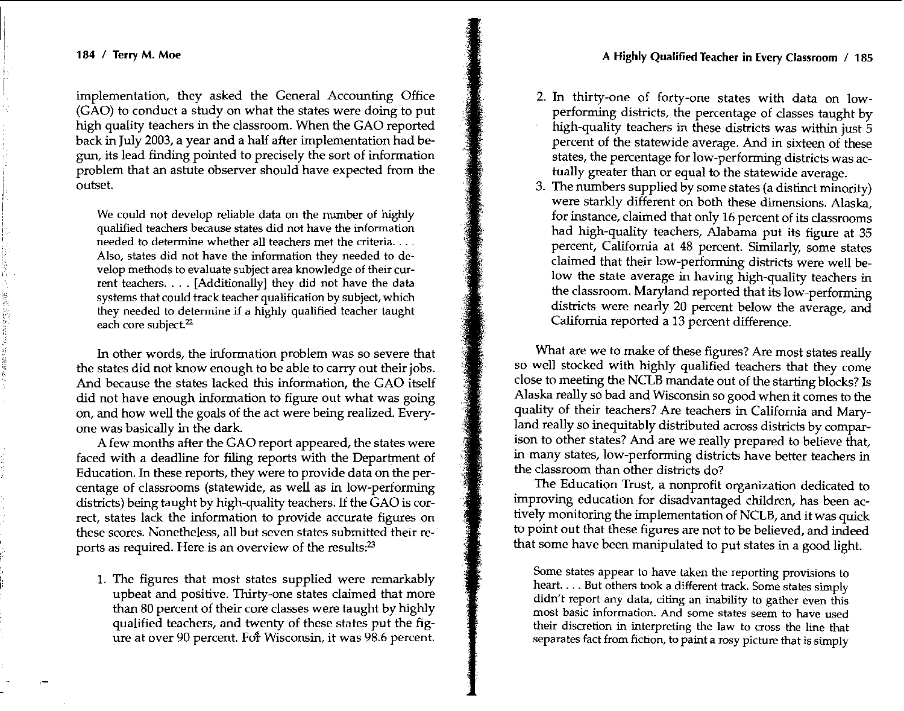implementation, they asked the General Accounting Office (GAO) to conduct a study on what the states were doing to put high quality teachers in the classroom. When the GAO reported back in July 2003, a year and a half after implementation had begun, its lead finding pointed to precisely the sort of information problem that an astute observer should have expected from the outset.

> We could not develop reliable data on the number of highly qualified teachers because states did not have the information needed to determine whether all teachers met the criteria. . . . Also, states did not have the information they needed to develop methods to evaluate subject area knowledge of their current teachers. . . . [Additionally] they did not have the data systems that could track teacher qualification by subject, which they needed to determine if a highly qualified teacher taught each core subject.[22]

In other words, the information problem was so severe that the states did not know enough to be able to carry out their jobs. And because the states lacked this information, the GAO itself did not have enough information to figure out what was going on, and how well the goals of the act were being realized. Everyone was basically in the dark.

A few months after the GAO report appeared, the states were faced with a deadline for filing reports with the Department of Education. In these reports, they were to provide data on the percentage of classrooms (statewide, as well as in low-performing districts) being taught by high-quality teachers. If the GAO is correct, states lack the information to provide accurate figures on these scores. Nonetheless, all but seven states submitted their reports as required. Here is an overview of the results:[23]

1. The figures that most states supplied were remarkably upbeat and positive. Thirty-one states claimed that more than 80 percent of their core classes were taught by highly qualified teachers, and twenty of these states put the figure at over 90 percent. For Wisconsin, it was 98.6 percent.
2. In thirty-one of forty-one states with data on low-performing districts, the percentage of classes taught by high-quality teachers in these districts was within just 5 percent of the statewide average. And in sixteen of these states, the percentage for low-performing districts was actually greater than or equal to the statewide average.
3. The numbers supplied by some states (a distinct minority) were starkly different on both these dimensions. Alaska, for instance, claimed that only 16 percent of its classrooms had high-quality teachers, Alabama put its figure at 35 percent, California at 48 percent. Similarly, some states claimed that their low-performing districts were well below the state average in having high-quality teachers in the classroom. Maryland reported that its low-performing districts were nearly 20 percent below the average, and California reported a 13 percent difference.

What are we to make of these figures? Are most states really so well stocked with highly qualified teachers that they come close to meeting the NCLB mandate out of the starting blocks? Is Alaska really so bad and Wisconsin so good when it comes to the quality of their teachers? Are teachers in California and Maryland really so inequitably distributed across districts by comparison to other states? And are we really prepared to believe that, in many states, low-performing districts have better teachers in the classroom than other districts do?

The Education Trust, a nonprofit organization dedicated to improving education for disadvantaged children, has been actively monitoring the implementation of NCLB, and it was quick to point out that these figures are not to be believed, and indeed that some have been manipulated to put states in a good light.

> Some states appear to have taken the reporting provisions to heart. . . . But others took a different track. Some states simply didn't report any data, citing an inability to gather even this most basic information. And some states seem to have used their discretion in interpreting the law to cross the line that separates fact from fiction, to paint a rosy picture that is simply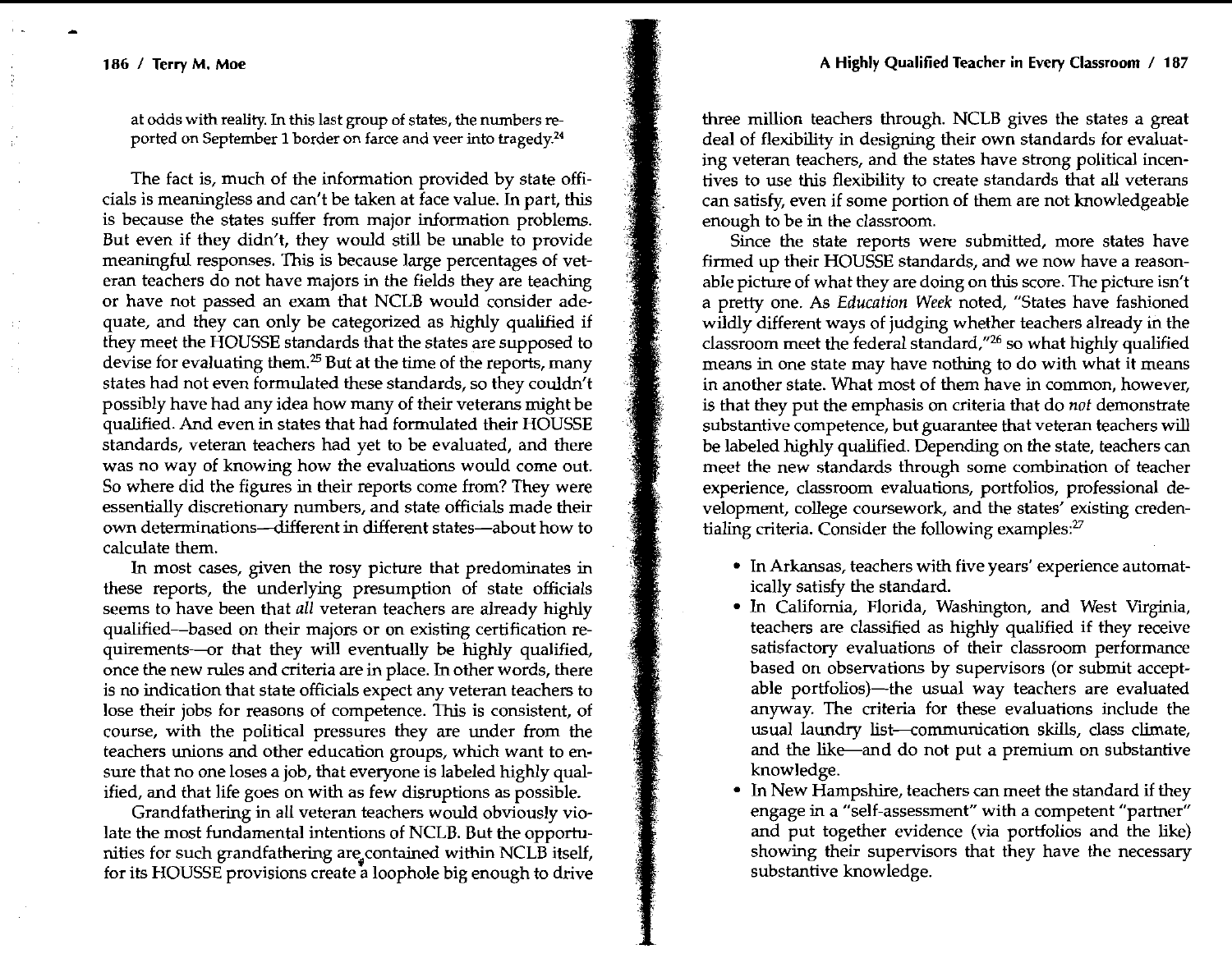at odds with reality. In this last group of states, the numbers reported on September 1 border on farce and veer into tragedy.[24]

The fact is, much of the information provided by state officials is meaningless and can't be taken at face value. In part, this is because the states suffer from major information problems. But even if they didn't, they would still be unable to provide meaningful responses. This is because large percentages of veteran teachers do not have majors in the fields they are teaching or have not passed an exam that NCLB would consider adequate, and they can only be categorized as highly qualified if they meet the HOUSSE standards that the states are supposed to devise for evaluating them.[25] But at the time of the reports, many states had not even formulated these standards, so they couldn't possibly have had any idea how many of their veterans might be qualified. And even in states that had formulated their HOUSSE standards, veteran teachers had yet to be evaluated, and there was no way of knowing how the evaluations would come out. So where did the figures in their reports come from? They were essentially discretionary numbers, and state officials made their own determinations—different in different states—about how to calculate them.

In most cases, given the rosy picture that predominates in these reports, the underlying presumption of state officials seems to have been that *all* veteran teachers are already highly qualified—based on their majors or on existing certification requirements—or that they will eventually be highly qualified, once the new rules and criteria are in place. In other words, there is no indication that state officials expect any veteran teachers to lose their jobs for reasons of competence. This is consistent, of course, with the political pressures they are under from the teachers unions and other education groups, which want to ensure that no one loses a job, that everyone is labeled highly qualified, and that life goes on with as few disruptions as possible.

Grandfathering in all veteran teachers would obviously violate the most fundamental intentions of NCLB. But the opportunities for such grandfathering are contained within NCLB itself, for its HOUSSE provisions create a loophole big enough to drive three million teachers through. NCLB gives the states a great deal of flexibility in designing their own standards for evaluating veteran teachers, and the states have strong political incentives to use this flexibility to create standards that all veterans can satisfy, even if some portion of them are not knowledgeable enough to be in the classroom.

Since the state reports were submitted, more states have firmed up their HOUSSE standards, and we now have a reasonable picture of what they are doing on this score. The picture isn't a pretty one. As *Education Week* noted, "States have fashioned wildly different ways of judging whether teachers already in the classroom meet the federal standard,"[26] so what highly qualified means in one state may have nothing to do with what it means in another state. What most of them have in common, however, is that they put the emphasis on criteria that do *not* demonstrate substantive competence, but guarantee that veteran teachers will be labeled highly qualified. Depending on the state, teachers can meet the new standards through some combination of teacher experience, classroom evaluations, portfolios, professional development, college coursework, and the states' existing credentialing criteria. Consider the following examples:[27]

- In Arkansas, teachers with five years' experience automatically satisfy the standard.
- In California, Florida, Washington, and West Virginia, teachers are classified as highly qualified if they receive satisfactory evaluations of their classroom performance based on observations by supervisors (or submit acceptable portfolios)—the usual way teachers are evaluated anyway. The criteria for these evaluations include the usual laundry list—communication skills, class climate, and the like—and do not put a premium on substantive knowledge.
- In New Hampshire, teachers can meet the standard if they engage in a "self-assessment" with a competent "partner" and put together evidence (via portfolios and the like) showing their supervisors that they have the necessary substantive knowledge.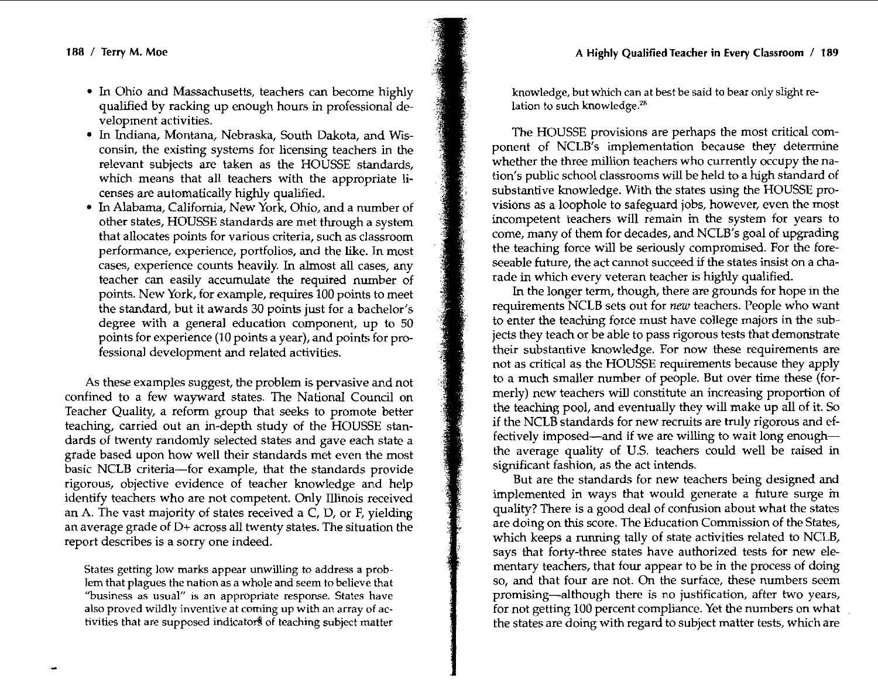- In Ohio and Massachusetts, teachers can become highly qualified by racking up enough hours in professional development activities.
- In Indiana, Montana, Nebraska, South Dakota, and Wisconsin, the existing systems for licensing teachers in the relevant subjects are taken as the HOUSSE standards, which means that all teachers with the appropriate licenses are automatically highly qualified.
- In Alabama, California, New York, Ohio, and a number of other states, HOUSSE standards are met through a system that allocates points for various criteria, such as classroom performance, experience, portfolios, and the like. In most cases, experience counts heavily. In almost all cases, any teacher can easily accumulate the required number of points. New York, for example, requires 100 points to meet the standard, but it awards 30 points just for a bachelor's degree with a general education component, up to 50 points for experience (10 points a year), and points for professional development and related activities.

As these examples suggest, the problem is pervasive and not confined to a few wayward states. The National Council on Teacher Quality, a reform group that seeks to promote better teaching, carried out an in-depth study of the HOUSSE standards of twenty randomly selected states and gave each state a grade based upon how well their standards met even the most basic NCLB criteria—for example, that the standards provide rigorous, objective evidence of teacher knowledge and help identify teachers who are not competent. Only Illinois received an A. The vast majority of states received a C, D, or F, yielding an average grade of D+ across all twenty states. The situation the report describes is a sorry one indeed.

> States getting low marks appear unwilling to address a problem that plagues the nation as a whole and seem to believe that "business as usual" is an appropriate response. States have also proved wildly inventive at coming up with an array of activities that are supposed indicators of teaching subject matter knowledge, but which can at best be said to bear only slight relation to such knowledge.[28]

The HOUSSE provisions are perhaps the most critical component of NCLB's implementation because they determine whether the three million teachers who currently occupy the nation's public school classrooms will be held to a high standard of substantive knowledge. With the states using the HOUSSE provisions as a loophole to safeguard jobs, however, even the most incompetent teachers will remain in the system for years to come, many of them for decades, and NCLB's goal of upgrading the teaching force will be seriously compromised. For the foreseeable future, the act cannot succeed if the states insist on a charade in which every veteran teacher is highly qualified.

In the longer term, though, there are grounds for hope in the requirements NCLB sets out for *new* teachers. People who want to enter the teaching force must have college majors in the subjects they teach or be able to pass rigorous tests that demonstrate their substantive knowledge. For now these requirements are not as critical as the HOUSSE requirements because they apply to a much smaller number of people. But over time these (formerly) new teachers will constitute an increasing proportion of the teaching pool, and eventually they will make up all of it. So if the NCLB standards for new recruits are truly rigorous and effectively imposed—and if we are willing to wait long enough—the average quality of U.S. teachers could well be raised in significant fashion, as the act intends.

But are the standards for new teachers being designed and implemented in ways that would generate a future surge in quality? There is a good deal of confusion about what the states are doing on this score. The Education Commission of the States, which keeps a running tally of state activities related to NCLB, says that forty-three states have authorized tests for new elementary teachers, that four appear to be in the process of doing so, and that four are not. On the surface, these numbers seem promising—although there is no justification, after two years, for not getting 100 percent compliance. Yet the numbers on what the states are doing with regard to subject matter tests, which are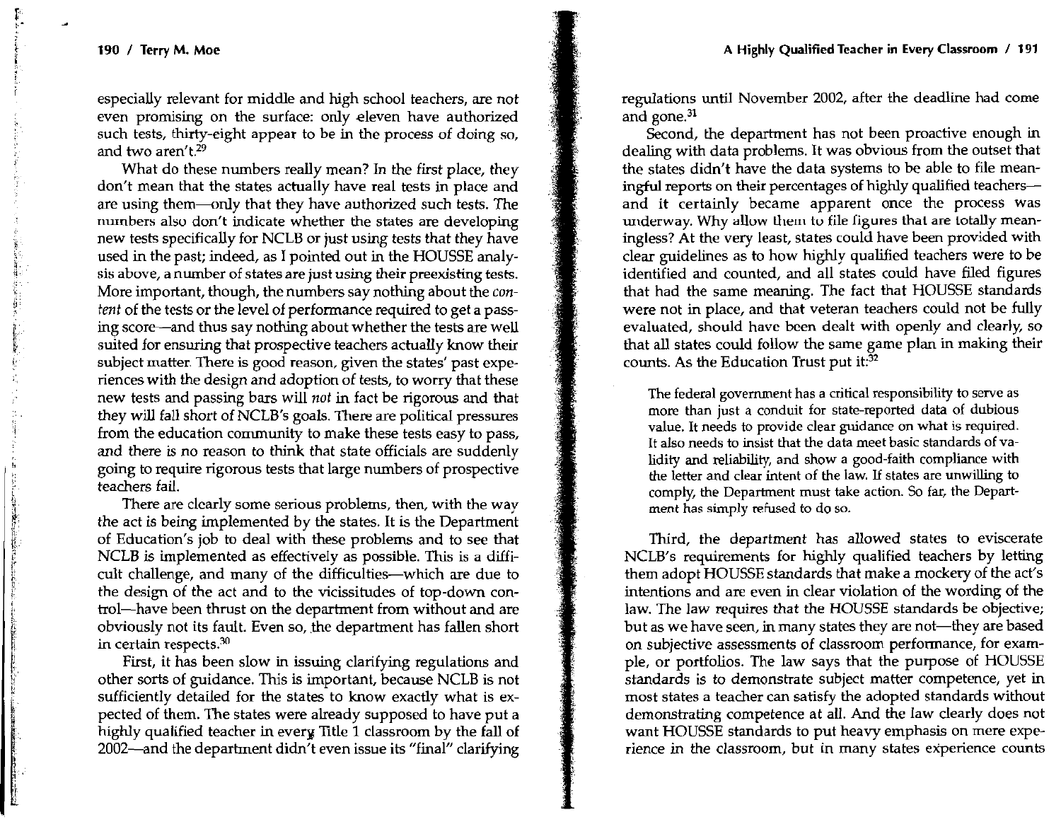especially relevant for middle and high school teachers, are not even promising on the surface: only eleven have authorized such tests, thirty-eight appear to be in the process of doing so, and two aren't.[29]

What do these numbers really mean? In the first place, they don't mean that the states actually have real tests in place and are using them—only that they have authorized such tests. The numbers also don't indicate whether the states are developing new tests specifically for NCLB or just using tests that they have used in the past; indeed, as I pointed out in the HOUSSE analysis above, a number of states are just using their preexisting tests. More important, though, the numbers say nothing about the *content* of the tests or the level of performance required to get a passing score—and thus say nothing about whether the tests are well suited for ensuring that prospective teachers actually know their subject matter. There is good reason, given the states' past experiences with the design and adoption of tests, to worry that these new tests and passing bars will *not* in fact be rigorous and that they will fall short of NCLB's goals. There are political pressures from the education community to make these tests easy to pass, and there is no reason to think that state officials are suddenly going to require rigorous tests that large numbers of prospective teachers fail.

There are clearly some serious problems, then, with the way the act is being implemented by the states. It is the Department of Education's job to deal with these problems and to see that NCLB is implemented as effectively as possible. This is a difficult challenge, and many of the difficulties—which are due to the design of the act and to the vicissitudes of top-down control—have been thrust on the department from without and are obviously not its fault. Even so, the department has fallen short in certain respects.[30]

First, it has been slow in issuing clarifying regulations and other sorts of guidance. This is important, because NCLB is not sufficiently detailed for the states to know exactly what is expected of them. The states were already supposed to have put a highly qualified teacher in every Title 1 classroom by the fall of 2002—and the department didn't even issue its "final" clarifying regulations until November 2002, after the deadline had come and gone.[31]

Second, the department has not been proactive enough in dealing with data problems. It was obvious from the outset that the states didn't have the data systems to be able to file meaningful reports on their percentages of highly qualified teachers—and it certainly became apparent once the process was underway. Why allow them to file figures that are totally meaningless? At the very least, states could have been provided with clear guidelines as to how highly qualified teachers were to be identified and counted, and all states could have filed figures that had the same meaning. The fact that HOUSSE standards were not in place, and that veteran teachers could not be fully evaluated, should have been dealt with openly and clearly, so that all states could follow the same game plan in making their counts. As the Education Trust put it:[32]

> The federal government has a critical responsibility to serve as more than just a conduit for state-reported data of dubious value. It needs to provide clear guidance on what is required. It also needs to insist that the data meet basic standards of validity and reliability, and show a good-faith compliance with the letter and clear intent of the law. If states are unwilling to comply, the Department must take action. So far, the Department has simply refused to do so.

Third, the department has allowed states to eviscerate NCLB's requirements for highly qualified teachers by letting them adopt HOUSSE standards that make a mockery of the act's intentions and are even in clear violation of the wording of the law. The law requires that the HOUSSE standards be objective; but as we have seen, in many states they are not—they are based on subjective assessments of classroom performance, for example, or portfolios. The law says that the purpose of HOUSSE standards is to demonstrate subject matter competence, yet in most states a teacher can satisfy the adopted standards without demonstrating competence at all. And the law clearly does not want HOUSSE standards to put heavy emphasis on mere experience in the classroom, but in many states experience counts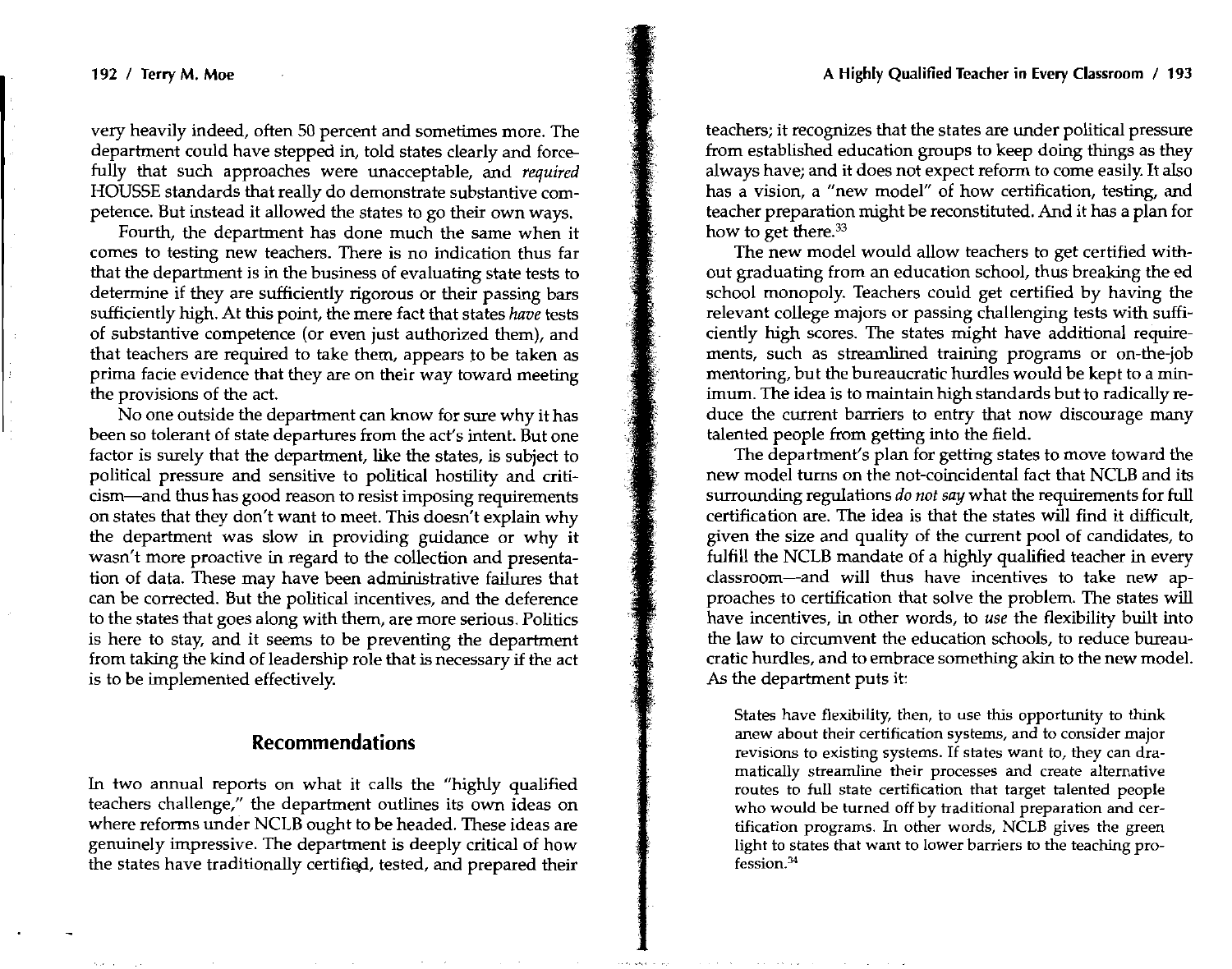very heavily indeed, often 50 percent and sometimes more. The department could have stepped in, told states clearly and forcefully that such approaches were unacceptable, and *required* HOUSSE standards that really do demonstrate substantive competence. But instead it allowed the states to go their own ways.

Fourth, the department has done much the same when it comes to testing new teachers. There is no indication thus far that the department is in the business of evaluating state tests to determine if they are sufficiently rigorous or their passing bars sufficiently high. At this point, the mere fact that states *have* tests of substantive competence (or even just authorized them), and that teachers are required to take them, appears to be taken as prima facie evidence that they are on their way toward meeting the provisions of the act.

No one outside the department can know for sure why it has been so tolerant of state departures from the act's intent. But one factor is surely that the department, like the states, is subject to political pressure and sensitive to political hostility and criticism—and thus has good reason to resist imposing requirements on states that they don't want to meet. This doesn't explain why the department was slow in providing guidance or why it wasn't more proactive in regard to the collection and presentation of data. These may have been administrative failures that can be corrected. But the political incentives, and the deference to the states that goes along with them, are more serious. Politics is here to stay, and it seems to be preventing the department from taking the kind of leadership role that is necessary if the act is to be implemented effectively.

## Recommendations

In two annual reports on what it calls the "highly qualified teachers challenge," the department outlines its own ideas on where reforms under NCLB ought to be headed. These ideas are genuinely impressive. The department is deeply critical of how the states have traditionally certified, tested, and prepared their teachers; it recognizes that the states are under political pressure from established education groups to keep doing things as they always have; and it does not expect reform to come easily. It also has a vision, a "new model" of how certification, testing, and teacher preparation might be reconstituted. And it has a plan for how to get there.[33]

The new model would allow teachers to get certified without graduating from an education school, thus breaking the ed school monopoly. Teachers could get certified by having the relevant college majors or passing challenging tests with sufficiently high scores. The states might have additional requirements, such as streamlined training programs or on-the-job mentoring, but the bureaucratic hurdles would be kept to a minimum. The idea is to maintain high standards but to radically reduce the current barriers to entry that now discourage many talented people from getting into the field.

The department's plan for getting states to move toward the new model turns on the not-coincidental fact that NCLB and its surrounding regulations *do not say* what the requirements for full certification are. The idea is that the states will find it difficult, given the size and quality of the current pool of candidates, to fulfill the NCLB mandate of a highly qualified teacher in every classroom—and will thus have incentives to take new approaches to certification that solve the problem. The states will have incentives, in other words, to *use* the flexibility built into the law to circumvent the education schools, to reduce bureaucratic hurdles, and to embrace something akin to the new model. As the department puts it:

> States have flexibility, then, to use this opportunity to think anew about their certification systems, and to consider major revisions to existing systems. If states want to, they can dramatically streamline their processes and create alternative routes to full state certification that target talented people who would be turned off by traditional preparation and certification programs. In other words, NCLB gives the green light to states that want to lower barriers to the teaching profession.[34]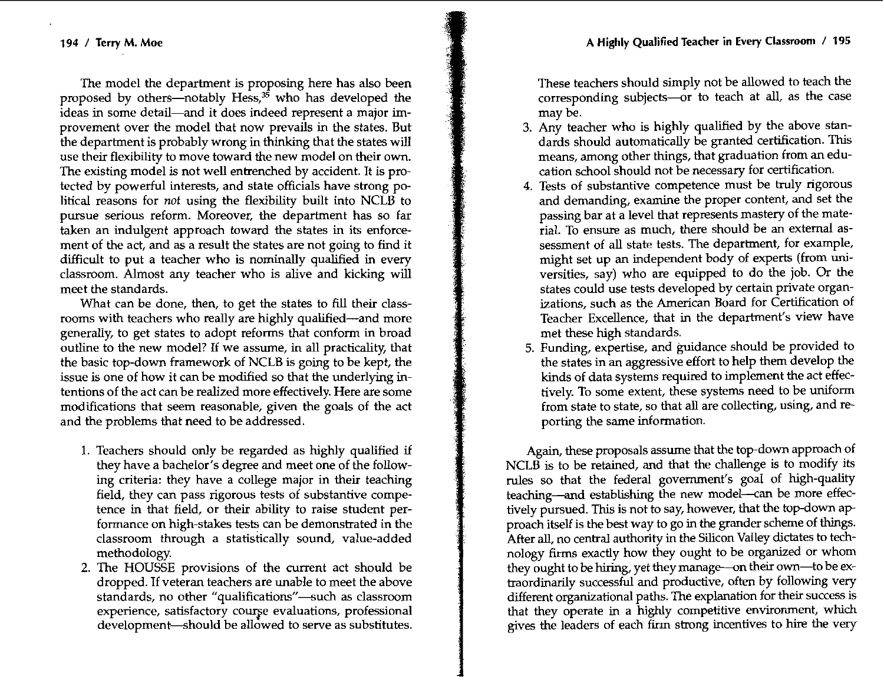The model the department is proposing here has also been proposed by others—notably Hess,[35] who has developed the ideas in some detail—and it does indeed represent a major improvement over the model that now prevails in the states. But the department is probably wrong in thinking that the states will use their flexibility to move toward the new model on their own. The existing model is not well entrenched by accident. It is protected by powerful interests, and state officials have strong political reasons for *not* using the flexibility built into NCLB to pursue serious reform. Moreover, the department has so far taken an indulgent approach toward the states in its enforcement of the act, and as a result the states are not going to find it difficult to put a teacher who is nominally qualified in every classroom. Almost any teacher who is alive and kicking will meet the standards.

What can be done, then, to get the states to fill their classrooms with teachers who really are highly qualified—and more generally, to get states to adopt reforms that conform in broad outline to the new model? If we assume, in all practicality, that the basic top-down framework of NCLB is going to be kept, the issue is one of how it can be modified so that the underlying intentions of the act can be realized more effectively. Here are some modifications that seem reasonable, given the goals of the act and the problems that need to be addressed.

1. Teachers should only be regarded as highly qualified if they have a bachelor's degree and meet one of the following criteria: they have a college major in their teaching field, they can pass rigorous tests of substantive competence in that field, or their ability to raise student performance on high-stakes tests can be demonstrated in the classroom through a statistically sound, value-added methodology.
2. The HOUSSE provisions of the current act should be dropped. If veteran teachers are unable to meet the above standards, no other "qualifications"—such as classroom experience, satisfactory course evaluations, professional development—should be allowed to serve as substitutes. These teachers should simply not be allowed to teach the corresponding subjects—or to teach at all, as the case may be.
3. Any teacher who is highly qualified by the above standards should automatically be granted certification. This means, among other things, that graduation from an education school should not be necessary for certification.
4. Tests of substantive competence must be truly rigorous and demanding, examine the proper content, and set the passing bar at a level that represents mastery of the material. To ensure as much, there should be an external assessment of all state tests. The department, for example, might set up an independent body of experts (from universities, say) who are equipped to do the job. Or the states could use tests developed by certain private organizations, such as the American Board for Certification of Teacher Excellence, that in the department's view have met these high standards.
5. Funding, expertise, and guidance should be provided to the states in an aggressive effort to help them develop the kinds of data systems required to implement the act effectively. To some extent, these systems need to be uniform from state to state, so that all are collecting, using, and reporting the same information.

Again, these proposals assume that the top-down approach of NCLB is to be retained, and that the challenge is to modify its rules so that the federal government's goal of high-quality teaching—and establishing the new model—can be more effectively pursued. This is not to say, however, that the top-down approach itself is the best way to go in the grander scheme of things. After all, no central authority in the Silicon Valley dictates to technology firms exactly how they ought to be organized or whom they ought to be hiring, yet they manage—on their own—to be extraordinarily successful and productive, often by following very different organizational paths. The explanation for their success is that they operate in a highly competitive environment, which gives the leaders of each firm strong incentives to hire the very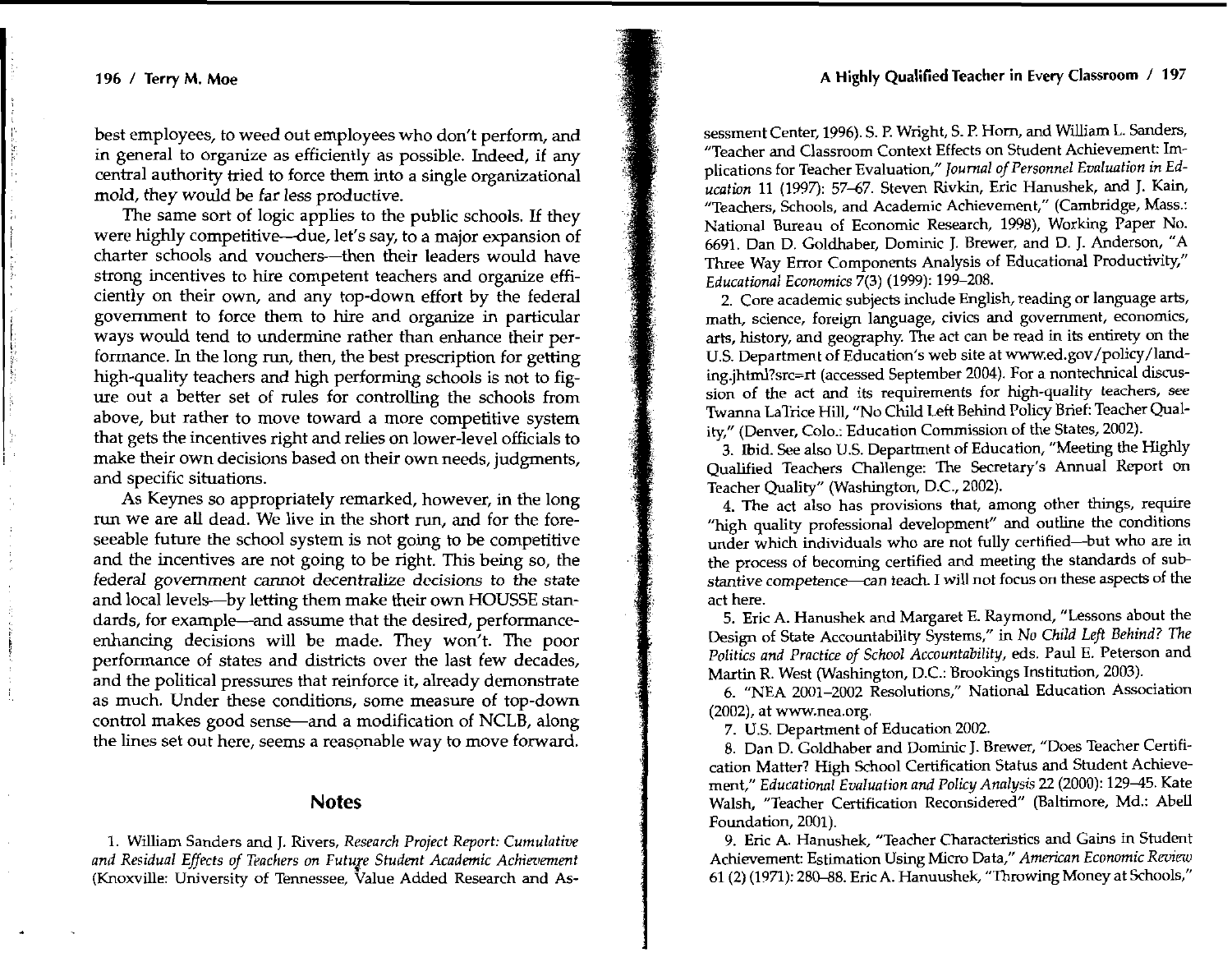best employees, to weed out employees who don't perform, and in general to organize as efficiently as possible. Indeed, if any central authority tried to force them into a single organizational mold, they would be far less productive.

The same sort of logic applies to the public schools. If they were highly competitive—due, let's say, to a major expansion of charter schools and vouchers—then their leaders would have strong incentives to hire competent teachers and organize efficiently on their own, and any top-down effort by the federal government to force them to hire and organize in particular ways would tend to undermine rather than enhance their performance. In the long run, then, the best prescription for getting high-quality teachers and high performing schools is not to figure out a better set of rules for controlling the schools from above, but rather to move toward a more competitive system that gets the incentives right and relies on lower-level officials to make their own decisions based on their own needs, judgments, and specific situations.

As Keynes so appropriately remarked, however, in the long run we are all dead. We live in the short run, and for the foreseeable future the school system is not going to be competitive and the incentives are not going to be right. This being so, the federal government cannot decentralize decisions to the state and local levels—by letting them make their own HOUSSE standards, for example—and assume that the desired, performance-enhancing decisions will be made. They won't. The poor performance of states and districts over the last few decades, and the political pressures that reinforce it, already demonstrate as much. Under these conditions, some measure of top-down control makes good sense—and a modification of NCLB, along the lines set out here, seems a reasonable way to move forward.

## Notes

1. William Sanders and J. Rivers, *Research Project Report: Cumulative and Residual Effects of Teachers on Future Student Academic Achievement* (Knoxville: University of Tennessee, Value Added Research and Assessment Center, 1996). S. P. Wright, S. P. Horn, and William L. Sanders, "Teacher and Classroom Context Effects on Student Achievement: Implications for Teacher Evaluation," *Journal of Personnel Evaluation in Education* 11 (1997): 57–67. Steven Rivkin, Eric Hanushek, and J. Kain, "Teachers, Schools, and Academic Achievement," (Cambridge, Mass.: National Bureau of Economic Research, 1998), Working Paper No. 6691. Dan D. Goldhaber, Dominic J. Brewer, and D. J. Anderson, "A Three Way Error Components Analysis of Educational Productivity," *Educational Economics* 7(3) (1999): 199–208.

2. Core academic subjects include English, reading or language arts, math, science, foreign language, civics and government, economics, arts, history, and geography. The act can be read in its entirety on the U.S. Department of Education's web site at www.ed.gov/policy/landing.jhtml?src=rt (accessed September 2004). For a nontechnical discussion of the act and its requirements for high-quality teachers, see Twanna LaTrice Hill, "No Child Left Behind Policy Brief: Teacher Quality," (Denver, Colo.: Education Commission of the States, 2002).

3. Ibid. See also U.S. Department of Education, "Meeting the Highly Qualified Teachers Challenge: The Secretary's Annual Report on Teacher Quality" (Washington, D.C., 2002).

4. The act also has provisions that, among other things, require "high quality professional development" and outline the conditions under which individuals who are not fully certified—but who are in the process of becoming certified and meeting the standards of substantive competence—can teach. I will not focus on these aspects of the act here.

5. Eric A. Hanushek and Margaret E. Raymond, "Lessons about the Design of State Accountability Systems," in *No Child Left Behind? The Politics and Practice of School Accountability*, eds. Paul E. Peterson and Martin R. West (Washington, D.C.: Brookings Institution, 2003).

6. "NEA 2001–2002 Resolutions," National Education Association (2002), at www.nea.org.

7. U.S. Department of Education 2002.

8. Dan D. Goldhaber and Dominic J. Brewer, "Does Teacher Certification Matter? High School Certification Status and Student Achievement," *Educational Evaluation and Policy Analysis* 22 (2000): 129–45. Kate Walsh, "Teacher Certification Reconsidered" (Baltimore, Md.: Abell Foundation, 2001).

9. Eric A. Hanushek, "Teacher Characteristics and Gains in Student Achievement: Estimation Using Micro Data," *American Economic Review* 61 (2) (1971): 280–88. Eric A. Hanuushek, "Throwing Money at Schools,"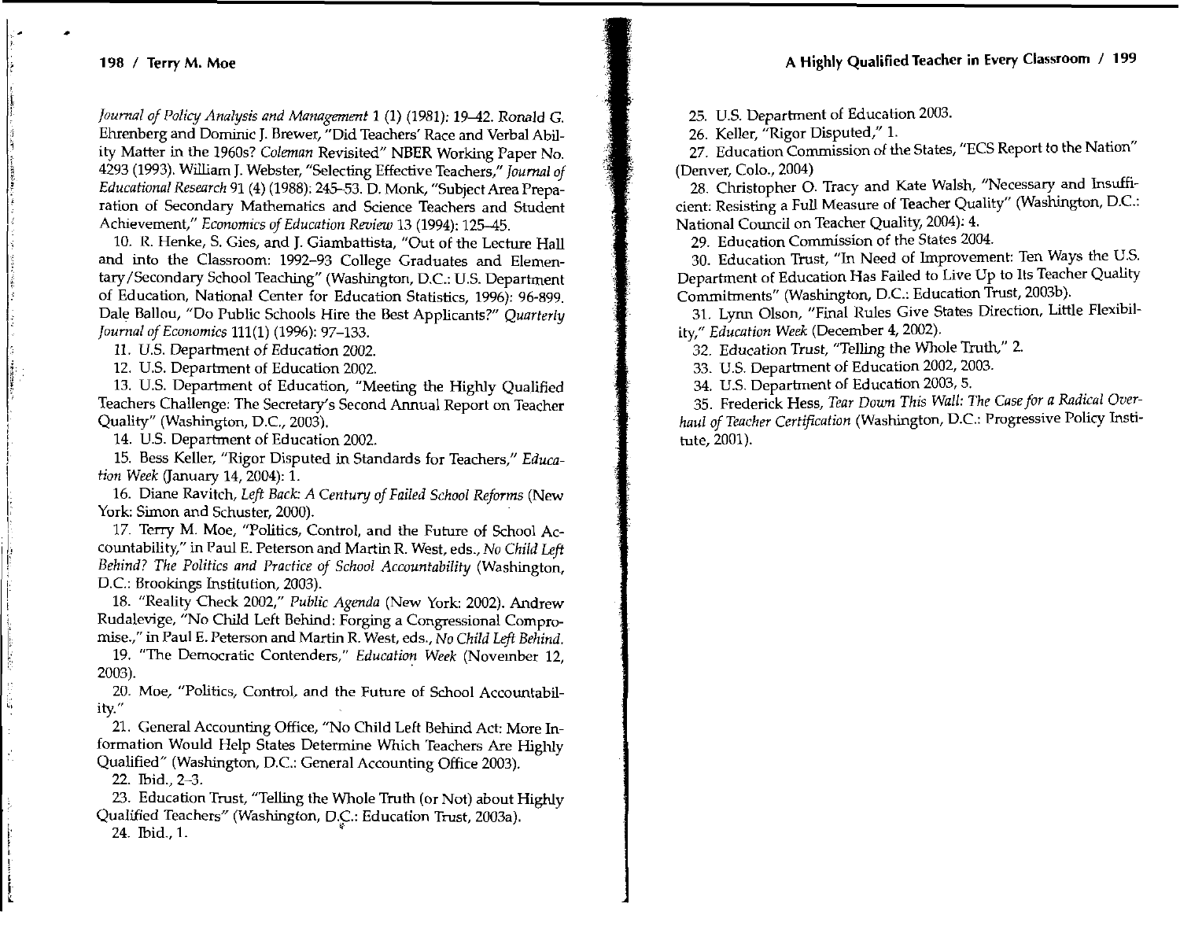*Journal of Policy Analysis and Management* 1 (1) (1981): 19–42. Ronald G. Ehrenberg and Dominic J. Brewer, "Did Teachers' Race and Verbal Ability Matter in the 1960s? *Coleman* Revisited" NBER Working Paper No. 4293 (1993). William J. Webster, "Selecting Effective Teachers," *Journal of Educational Research* 91 (4) (1988): 245–53. D. Monk, "Subject Area Preparation of Secondary Mathematics and Science Teachers and Student Achievement," *Economics of Education Review* 13 (1994): 125–45.

10. R. Henke, S. Gies, and J. Giambattista, "Out of the Lecture Hall and into the Classroom: 1992–93 College Graduates and Elementary/Secondary School Teaching" (Washington, D.C.: U.S. Department of Education, National Center for Education Statistics, 1996): 96-899. Dale Ballou, "Do Public Schools Hire the Best Applicants?" *Quarterly Journal of Economics* 111(1) (1996): 97–133.

11. U.S. Department of Education 2002.

12. U.S. Department of Education 2002.

13. U.S. Department of Education, "Meeting the Highly Qualified Teachers Challenge: The Secretary's Second Annual Report on Teacher Quality" (Washington, D.C., 2003).

14. U.S. Department of Education 2002.

15. Bess Keller, "Rigor Disputed in Standards for Teachers," *Education Week* (January 14, 2004): 1.

16. Diane Ravitch, *Left Back: A Century of Failed School Reforms* (New York: Simon and Schuster, 2000).

17. Terry M. Moe, "Politics, Control, and the Future of School Accountability," in Paul E. Peterson and Martin R. West, eds., *No Child Left Behind? The Politics and Practice of School Accountability* (Washington, D.C.: Brookings Institution, 2003).

18. "Reality Check 2002," *Public Agenda* (New York: 2002). Andrew Rudalevige, "No Child Left Behind: Forging a Congressional Compromise.," in Paul E. Peterson and Martin R. West, eds., *No Child Left Behind.*

19. "The Democratic Contenders," *Education Week* (November 12, 2003).

20. Moe, "Politics, Control, and the Future of School Accountability."

21. General Accounting Office, "No Child Left Behind Act: More Information Would Help States Determine Which Teachers Are Highly Qualified" (Washington, D.C.: General Accounting Office 2003).

22. Ibid., 2–3.

23. Education Trust, "Telling the Whole Truth (or Not) about Highly Qualified Teachers" (Washington, D.C.: Education Trust, 2003a).

24. Ibid., 1.

25. U.S. Department of Education 2003.

26. Keller, "Rigor Disputed," 1.

27. Education Commission of the States, "ECS Report to the Nation" (Denver, Colo., 2004)

28. Christopher O. Tracy and Kate Walsh, "Necessary and Insufficient: Resisting a Full Measure of Teacher Quality" (Washington, D.C.: National Council on Teacher Quality, 2004): 4.

29. Education Commission of the States 2004.

30. Education Trust, "In Need of Improvement: Ten Ways the U.S. Department of Education Has Failed to Live Up to Its Teacher Quality Commitments" (Washington, D.C.: Education Trust, 2003b).

31. Lynn Olson, "Final Rules Give States Direction, Little Flexibility," *Education Week* (December 4, 2002).

32. Education Trust, "Telling the Whole Truth," 2.

33. U.S. Department of Education 2002, 2003.

34. U.S. Department of Education 2003, 5.

35. Frederick Hess, *Tear Down This Wall: The Case for a Radical Overhaul of Teacher Certification* (Washington, D.C.: Progressive Policy Institute, 2001).